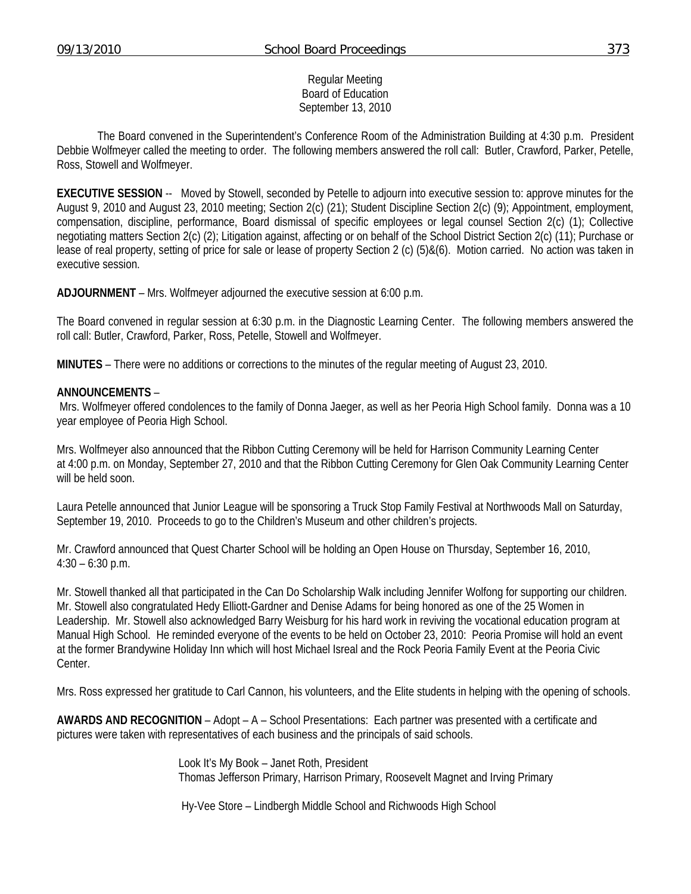Regular Meeting
Board of Education
September 13, 2010

The Board convened in the Superintendent's Conference Room of the Administration Building at 4:30 p.m. President Debbie Wolfmeyer called the meeting to order. The following members answered the roll call: Butler, Crawford, Parker, Petelle, Ross, Stowell and Wolfmeyer.

**EXECUTIVE SESSION** -- Moved by Stowell, seconded by Petelle to adjourn into executive session to: approve minutes for the August 9, 2010 and August 23, 2010 meeting; Section 2(c) (21); Student Discipline Section 2(c) (9); Appointment, employment, compensation, discipline, performance, Board dismissal of specific employees or legal counsel Section 2(c) (1); Collective negotiating matters Section 2(c) (2); Litigation against, affecting or on behalf of the School District Section 2(c) (11); Purchase or lease of real property, setting of price for sale or lease of property Section 2 (c) (5)&(6). Motion carried. No action was taken in executive session.

**ADJOURNMENT** – Mrs. Wolfmeyer adjourned the executive session at 6:00 p.m.

The Board convened in regular session at 6:30 p.m. in the Diagnostic Learning Center. The following members answered the roll call: Butler, Crawford, Parker, Ross, Petelle, Stowell and Wolfmeyer.

**MINUTES** – There were no additions or corrections to the minutes of the regular meeting of August 23, 2010.

**ANNOUNCEMENTS** –

Mrs. Wolfmeyer offered condolences to the family of Donna Jaeger, as well as her Peoria High School family. Donna was a 10 year employee of Peoria High School.

Mrs. Wolfmeyer also announced that the Ribbon Cutting Ceremony will be held for Harrison Community Learning Center at 4:00 p.m. on Monday, September 27, 2010 and that the Ribbon Cutting Ceremony for Glen Oak Community Learning Center will be held soon.

Laura Petelle announced that Junior League will be sponsoring a Truck Stop Family Festival at Northwoods Mall on Saturday, September 19, 2010. Proceeds to go to the Children's Museum and other children's projects.

Mr. Crawford announced that Quest Charter School will be holding an Open House on Thursday, September 16, 2010, 4:30 – 6:30 p.m.

Mr. Stowell thanked all that participated in the Can Do Scholarship Walk including Jennifer Wolfong for supporting our children. Mr. Stowell also congratulated Hedy Elliott-Gardner and Denise Adams for being honored as one of the 25 Women in Leadership. Mr. Stowell also acknowledged Barry Weisburg for his hard work in reviving the vocational education program at Manual High School. He reminded everyone of the events to be held on October 23, 2010: Peoria Promise will hold an event at the former Brandywine Holiday Inn which will host Michael Isreal and the Rock Peoria Family Event at the Peoria Civic Center.

Mrs. Ross expressed her gratitude to Carl Cannon, his volunteers, and the Elite students in helping with the opening of schools.

**AWARDS AND RECOGNITION** – Adopt – A – School Presentations: Each partner was presented with a certificate and pictures were taken with representatives of each business and the principals of said schools.

Look It's My Book – Janet Roth, President
Thomas Jefferson Primary, Harrison Primary, Roosevelt Magnet and Irving Primary

Hy-Vee Store – Lindbergh Middle School and Richwoods High School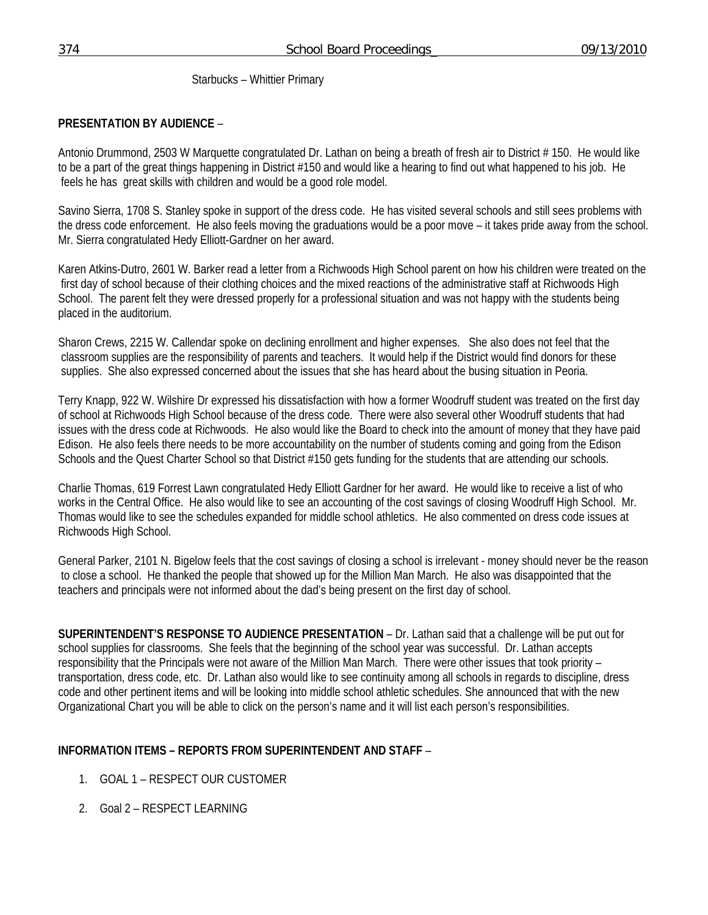Starbucks – Whittier Primary

**PRESENTATION BY AUDIENCE** –

Antonio Drummond, 2503 W Marquette congratulated Dr. Lathan on being a breath of fresh air to District # 150. He would like to be a part of the great things happening in District #150 and would like a hearing to find out what happened to his job. He feels he has great skills with children and would be a good role model.

Savino Sierra, 1708 S. Stanley spoke in support of the dress code. He has visited several schools and still sees problems with the dress code enforcement. He also feels moving the graduations would be a poor move – it takes pride away from the school. Mr. Sierra congratulated Hedy Elliott-Gardner on her award.

Karen Atkins-Dutro, 2601 W. Barker read a letter from a Richwoods High School parent on how his children were treated on the first day of school because of their clothing choices and the mixed reactions of the administrative staff at Richwoods High School. The parent felt they were dressed properly for a professional situation and was not happy with the students being placed in the auditorium.

Sharon Crews, 2215 W. Callendar spoke on declining enrollment and higher expenses. She also does not feel that the classroom supplies are the responsibility of parents and teachers. It would help if the District would find donors for these supplies. She also expressed concerned about the issues that she has heard about the busing situation in Peoria.

Terry Knapp, 922 W. Wilshire Dr expressed his dissatisfaction with how a former Woodruff student was treated on the first day of school at Richwoods High School because of the dress code. There were also several other Woodruff students that had issues with the dress code at Richwoods. He also would like the Board to check into the amount of money that they have paid Edison. He also feels there needs to be more accountability on the number of students coming and going from the Edison Schools and the Quest Charter School so that District #150 gets funding for the students that are attending our schools.

Charlie Thomas, 619 Forrest Lawn congratulated Hedy Elliott Gardner for her award. He would like to receive a list of who works in the Central Office. He also would like to see an accounting of the cost savings of closing Woodruff High School. Mr. Thomas would like to see the schedules expanded for middle school athletics. He also commented on dress code issues at Richwoods High School.

General Parker, 2101 N. Bigelow feels that the cost savings of closing a school is irrelevant - money should never be the reason to close a school. He thanked the people that showed up for the Million Man March. He also was disappointed that the teachers and principals were not informed about the dad's being present on the first day of school.

**SUPERINTENDENT'S RESPONSE TO AUDIENCE PRESENTATION** – Dr. Lathan said that a challenge will be put out for school supplies for classrooms. She feels that the beginning of the school year was successful. Dr. Lathan accepts responsibility that the Principals were not aware of the Million Man March. There were other issues that took priority – transportation, dress code, etc. Dr. Lathan also would like to see continuity among all schools in regards to discipline, dress code and other pertinent items and will be looking into middle school athletic schedules. She announced that with the new Organizational Chart you will be able to click on the person's name and it will list each person's responsibilities.

**INFORMATION ITEMS – REPORTS FROM SUPERINTENDENT AND STAFF** –

1. GOAL 1 – RESPECT OUR CUSTOMER
2. Goal 2 – RESPECT LEARNING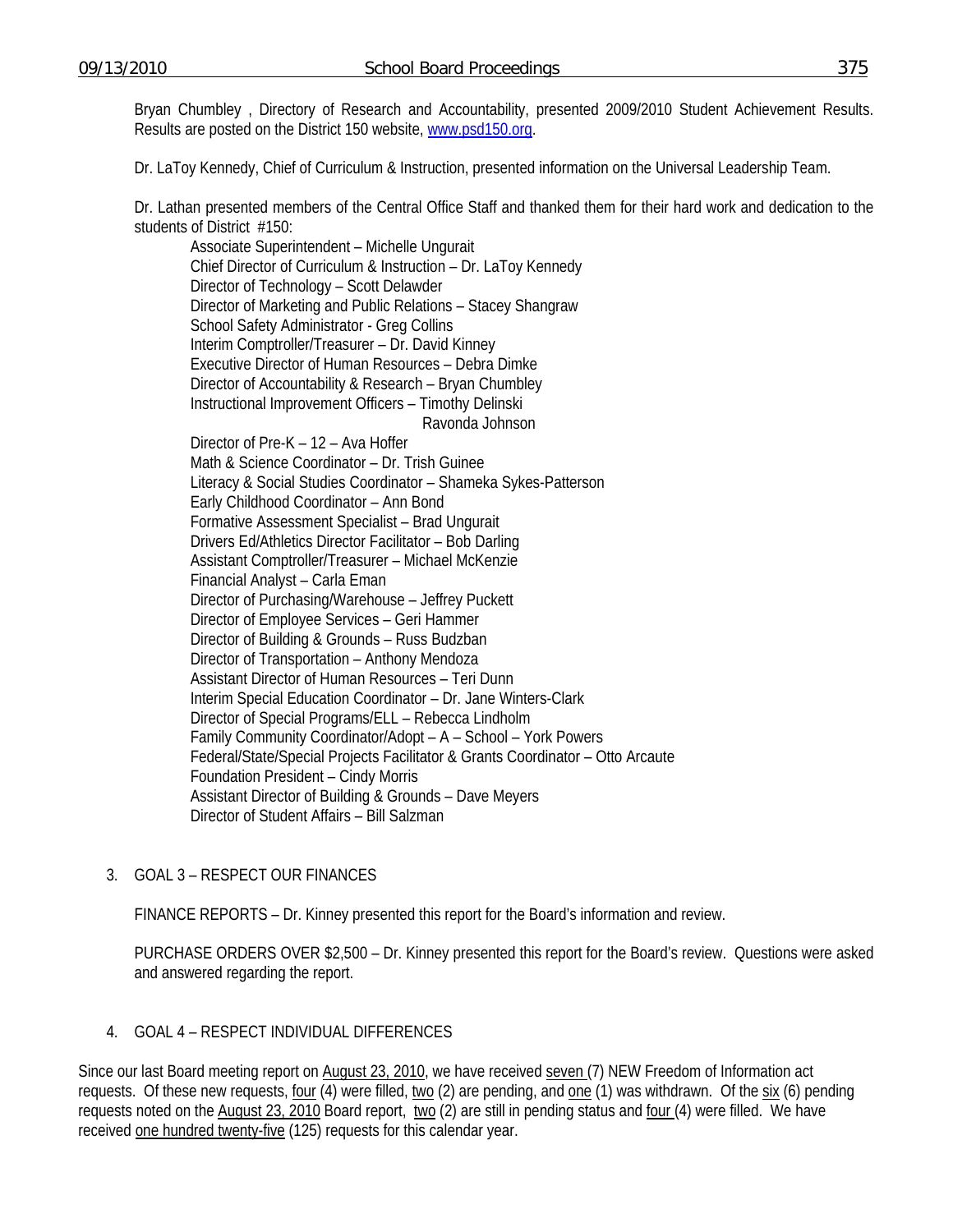Bryan Chumbley , Directory of Research and Accountability, presented 2009/2010 Student Achievement Results. Results are posted on the District 150 website, www.psd150.org.

Dr. LaToy Kennedy, Chief of Curriculum & Instruction, presented information on the Universal Leadership Team.

Dr. Lathan presented members of the Central Office Staff and thanked them for their hard work and dedication to the students of District #150:

Associate Superintendent – Michelle Ungurait
Chief Director of Curriculum & Instruction – Dr. LaToy Kennedy
Director of Technology – Scott Delawder
Director of Marketing and Public Relations – Stacey Shangraw
School Safety Administrator - Greg Collins
Interim Comptroller/Treasurer – Dr. David Kinney
Executive Director of Human Resources – Debra Dimke
Director of Accountability & Research – Bryan Chumbley
Instructional Improvement Officers – Timothy Delinski
Ravonda Johnson
Director of Pre-K – 12 – Ava Hoffer
Math & Science Coordinator – Dr. Trish Guinee
Literacy & Social Studies Coordinator – Shameka Sykes-Patterson
Early Childhood Coordinator – Ann Bond
Formative Assessment Specialist – Brad Ungurait
Drivers Ed/Athletics Director Facilitator – Bob Darling
Assistant Comptroller/Treasurer – Michael McKenzie
Financial Analyst – Carla Eman
Director of Purchasing/Warehouse – Jeffrey Puckett
Director of Employee Services – Geri Hammer
Director of Building & Grounds – Russ Budzban
Director of Transportation – Anthony Mendoza
Assistant Director of Human Resources – Teri Dunn
Interim Special Education Coordinator – Dr. Jane Winters-Clark
Director of Special Programs/ELL – Rebecca Lindholm
Family Community Coordinator/Adopt – A – School – York Powers
Federal/State/Special Projects Facilitator & Grants Coordinator – Otto Arcaute
Foundation President – Cindy Morris
Assistant Director of Building & Grounds – Dave Meyers
Director of Student Affairs – Bill Salzman

3. GOAL 3 – RESPECT OUR FINANCES

FINANCE REPORTS – Dr. Kinney presented this report for the Board's information and review.

PURCHASE ORDERS OVER $2,500 – Dr. Kinney presented this report for the Board's review. Questions were asked and answered regarding the report.

4. GOAL 4 – RESPECT INDIVIDUAL DIFFERENCES

Since our last Board meeting report on August 23, 2010, we have received seven (7) NEW Freedom of Information act requests. Of these new requests, four (4) were filled, two (2) are pending, and one (1) was withdrawn. Of the six (6) pending requests noted on the August 23, 2010 Board report, two (2) are still in pending status and four (4) were filled. We have received one hundred twenty-five (125) requests for this calendar year.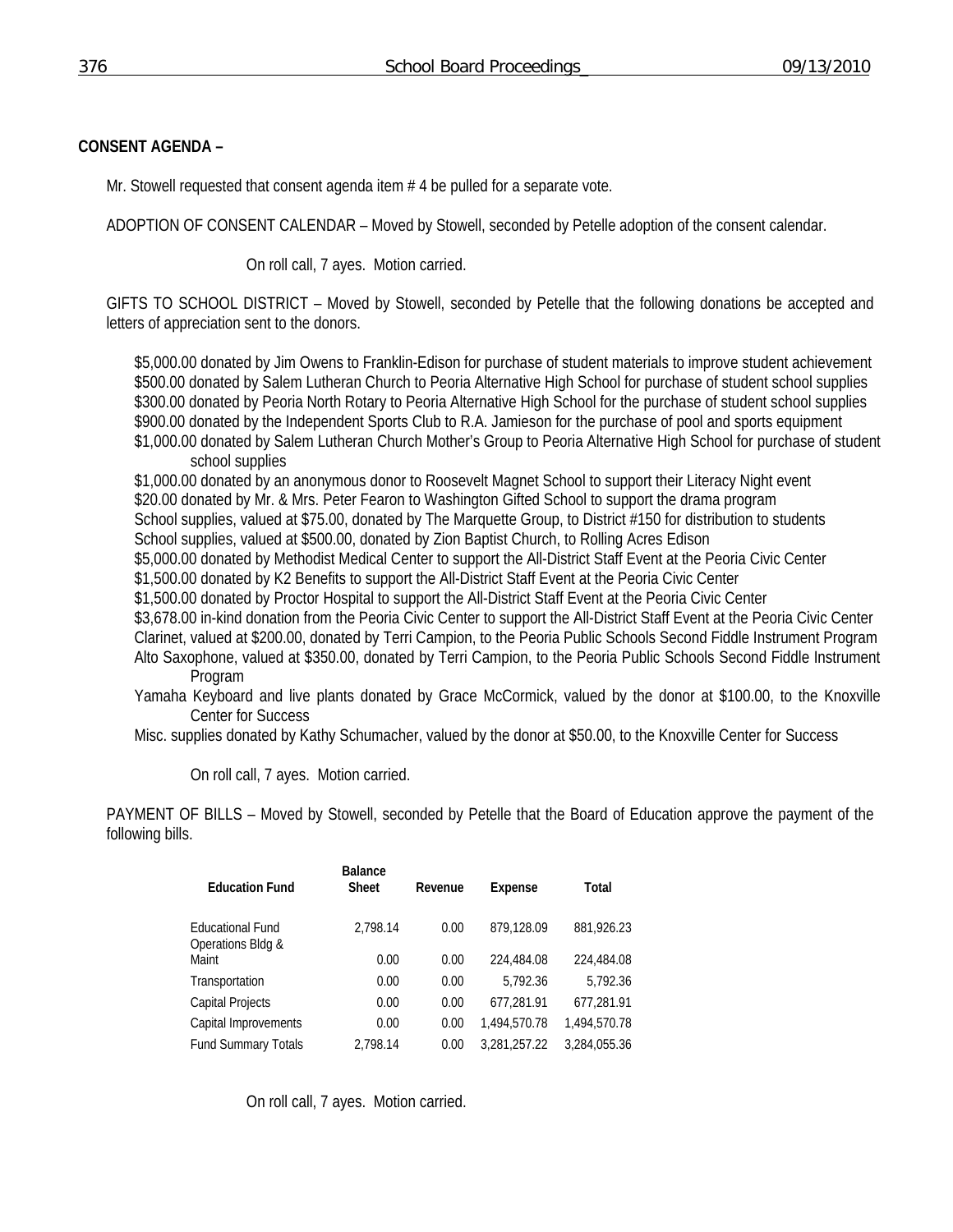**CONSENT AGENDA –**

Mr. Stowell requested that consent agenda item # 4 be pulled for a separate vote.

ADOPTION OF CONSENT CALENDAR – Moved by Stowell, seconded by Petelle adoption of the consent calendar.

On roll call, 7 ayes. Motion carried.

GIFTS TO SCHOOL DISTRICT – Moved by Stowell, seconded by Petelle that the following donations be accepted and letters of appreciation sent to the donors.

$5,000.00 donated by Jim Owens to Franklin-Edison for purchase of student materials to improve student achievement
$500.00 donated by Salem Lutheran Church to Peoria Alternative High School for purchase of student school supplies
$300.00 donated by Peoria North Rotary to Peoria Alternative High School for the purchase of student school supplies
$900.00 donated by the Independent Sports Club to R.A. Jamieson for the purchase of pool and sports equipment
$1,000.00 donated by Salem Lutheran Church Mother's Group to Peoria Alternative High School for purchase of student school supplies
$1,000.00 donated by an anonymous donor to Roosevelt Magnet School to support their Literacy Night event
$20.00 donated by Mr. & Mrs. Peter Fearon to Washington Gifted School to support the drama program
School supplies, valued at $75.00, donated by The Marquette Group, to District #150 for distribution to students
School supplies, valued at $500.00, donated by Zion Baptist Church, to Rolling Acres Edison
$5,000.00 donated by Methodist Medical Center to support the All-District Staff Event at the Peoria Civic Center
$1,500.00 donated by K2 Benefits to support the All-District Staff Event at the Peoria Civic Center
$1,500.00 donated by Proctor Hospital to support the All-District Staff Event at the Peoria Civic Center
$3,678.00 in-kind donation from the Peoria Civic Center to support the All-District Staff Event at the Peoria Civic Center
Clarinet, valued at $200.00, donated by Terri Campion, to the Peoria Public Schools Second Fiddle Instrument Program
Alto Saxophone, valued at $350.00, donated by Terri Campion, to the Peoria Public Schools Second Fiddle Instrument Program
Yamaha Keyboard and live plants donated by Grace McCormick, valued by the donor at $100.00, to the Knoxville Center for Success
Misc. supplies donated by Kathy Schumacher, valued by the donor at $50.00, to the Knoxville Center for Success

On roll call, 7 ayes. Motion carried.

PAYMENT OF BILLS – Moved by Stowell, seconded by Petelle that the Board of Education approve the payment of the following bills.

| Education Fund | Balance Sheet | Revenue | Expense | Total |
|---|---|---|---|---|
| Educational Fund | 2,798.14 | 0.00 | 879,128.09 | 881,926.23 |
| Operations Bldg & Maint | 0.00 | 0.00 | 224,484.08 | 224,484.08 |
| Transportation | 0.00 | 0.00 | 5,792.36 | 5,792.36 |
| Capital Projects | 0.00 | 0.00 | 677,281.91 | 677,281.91 |
| Capital Improvements | 0.00 | 0.00 | 1,494,570.78 | 1,494,570.78 |
| Fund Summary Totals | 2,798.14 | 0.00 | 3,281,257.22 | 3,284,055.36 |

On roll call, 7 ayes. Motion carried.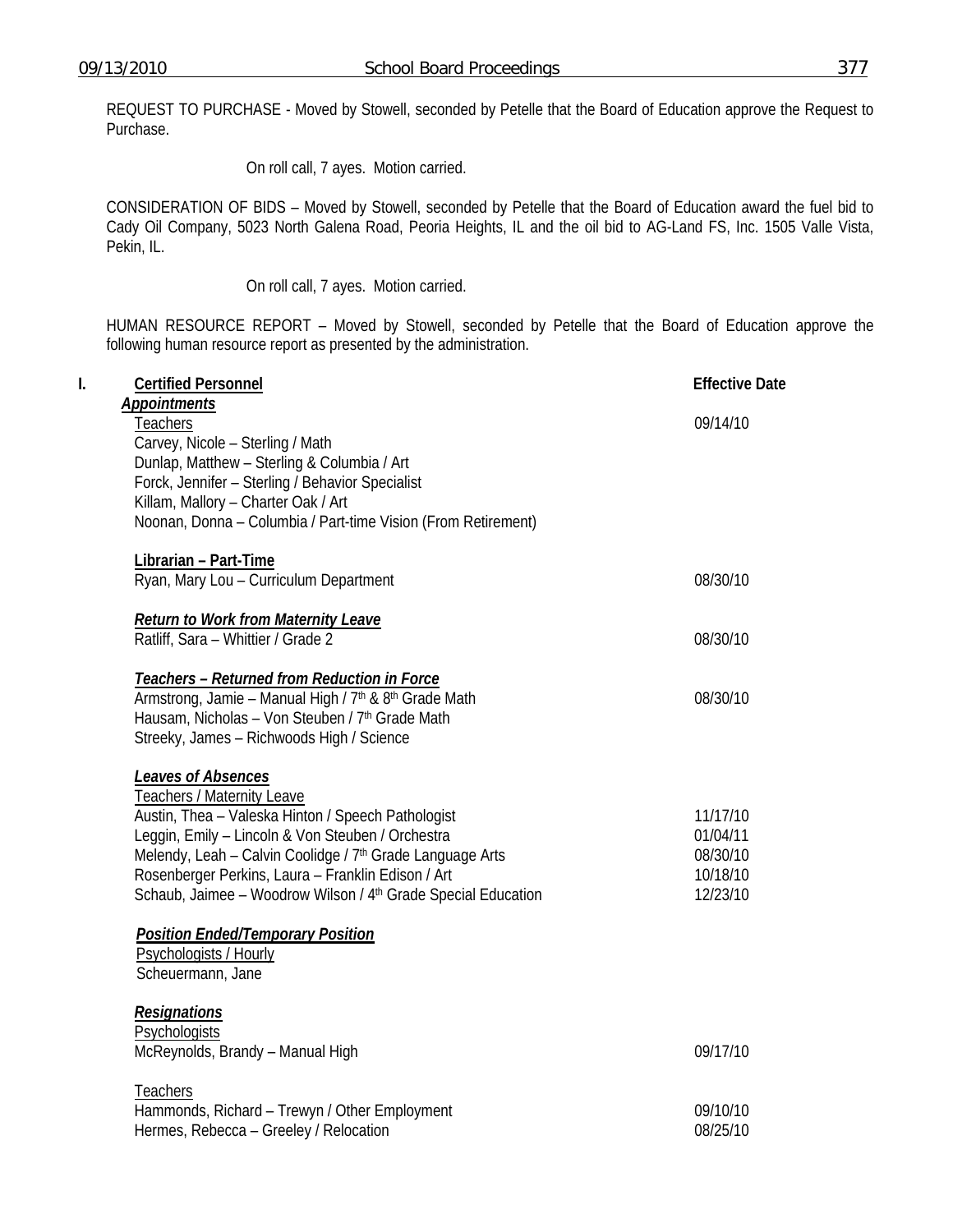REQUEST TO PURCHASE - Moved by Stowell, seconded by Petelle that the Board of Education approve the Request to Purchase.

On roll call, 7 ayes. Motion carried.

CONSIDERATION OF BIDS – Moved by Stowell, seconded by Petelle that the Board of Education award the fuel bid to Cady Oil Company, 5023 North Galena Road, Peoria Heights, IL and the oil bid to AG-Land FS, Inc. 1505 Valle Vista, Pekin, IL.

On roll call, 7 ayes. Motion carried.

HUMAN RESOURCE REPORT – Moved by Stowell, seconded by Petelle that the Board of Education approve the following human resource report as presented by the administration.

| I. | Certified Personnel | Effective Date |
|---|---|---|
| | ***Appointments*** | |
| | Teachers | 09/14/10 |
| | Carvey, Nicole – Sterling / Math | |
| | Dunlap, Matthew – Sterling & Columbia / Art | |
| | Forck, Jennifer – Sterling / Behavior Specialist | |
| | Killam, Mallory – Charter Oak / Art | |
| | Noonan, Donna – Columbia / Part-time Vision (From Retirement) | |
| | **Librarian – Part-Time** | |
| | Ryan, Mary Lou – Curriculum Department | 08/30/10 |
| | ***Return to Work from Maternity Leave*** | |
| | Ratliff, Sara – Whittier / Grade 2 | 08/30/10 |
| | ***Teachers – Returned from Reduction in Force*** | |
| | Armstrong, Jamie – Manual High / 7th & 8th Grade Math | 08/30/10 |
| | Hausam, Nicholas – Von Steuben / 7th Grade Math | |
| | Streeky, James – Richwoods High / Science | |
| | ***Leaves of Absences*** | |
| | Teachers / Maternity Leave | |
| | Austin, Thea – Valeska Hinton / Speech Pathologist | 11/17/10 |
| | Leggin, Emily – Lincoln & Von Steuben / Orchestra | 01/04/11 |
| | Melendy, Leah – Calvin Coolidge / 7th Grade Language Arts | 08/30/10 |
| | Rosenberger Perkins, Laura – Franklin Edison / Art | 10/18/10 |
| | Schaub, Jaimee – Woodrow Wilson / 4th Grade Special Education | 12/23/10 |
| | ***Position Ended/Temporary Position*** | |
| | Psychologists / Hourly | |
| | Scheuermann, Jane | |
| | ***Resignations*** | |
| | Psychologists | |
| | McReynolds, Brandy – Manual High | 09/17/10 |
| | Teachers | |
| | Hammonds, Richard – Trewyn / Other Employment | 09/10/10 |
| | Hermes, Rebecca – Greeley / Relocation | 08/25/10 |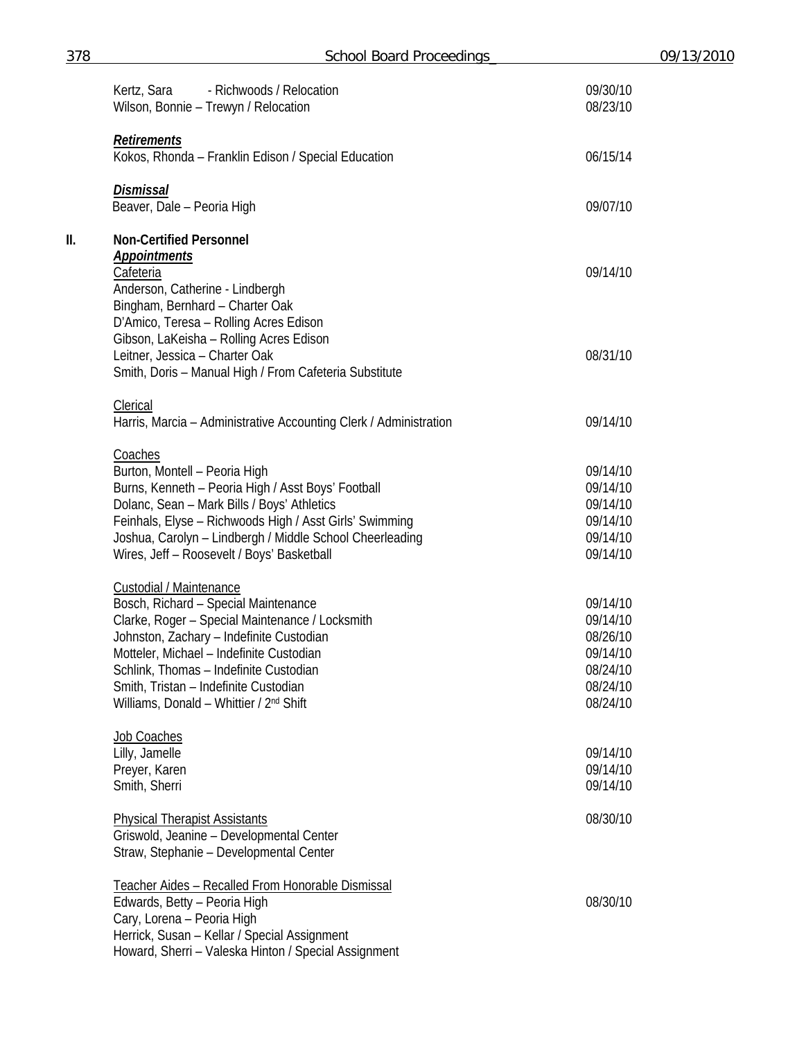Kertz, Sara - Richwoods / Relocation 09/30/10
Wilson, Bonnie – Trewyn / Relocation 08/23/10

***Retirements***
Kokos, Rhonda – Franklin Edison / Special Education 06/15/14

***Dismissal***
Beaver, Dale – Peoria High 09/07/10

**II. Non-Certified Personnel**

***Appointments***

Cafeteria 09/14/10
Anderson, Catherine - Lindbergh
Bingham, Bernhard – Charter Oak
D'Amico, Teresa – Rolling Acres Edison
Gibson, LaKeisha – Rolling Acres Edison
Leitner, Jessica – Charter Oak 08/31/10
Smith, Doris – Manual High / From Cafeteria Substitute

Clerical
Harris, Marcia – Administrative Accounting Clerk / Administration 09/14/10

Coaches
Burton, Montell – Peoria High 09/14/10
Burns, Kenneth – Peoria High / Asst Boys' Football 09/14/10
Dolanc, Sean – Mark Bills / Boys' Athletics 09/14/10
Feinhals, Elyse – Richwoods High / Asst Girls' Swimming 09/14/10
Joshua, Carolyn – Lindbergh / Middle School Cheerleading 09/14/10
Wires, Jeff – Roosevelt / Boys' Basketball 09/14/10

Custodial / Maintenance
Bosch, Richard – Special Maintenance 09/14/10
Clarke, Roger – Special Maintenance / Locksmith 09/14/10
Johnston, Zachary – Indefinite Custodian 08/26/10
Motteler, Michael – Indefinite Custodian 09/14/10
Schlink, Thomas – Indefinite Custodian 08/24/10
Smith, Tristan – Indefinite Custodian 08/24/10
Williams, Donald – Whittier / 2nd Shift 08/24/10

Job Coaches
Lilly, Jamelle 09/14/10
Preyer, Karen 09/14/10
Smith, Sherri 09/14/10

Physical Therapist Assistants 08/30/10
Griswold, Jeanine – Developmental Center
Straw, Stephanie – Developmental Center

Teacher Aides – Recalled From Honorable Dismissal
Edwards, Betty – Peoria High 08/30/10
Cary, Lorena – Peoria High
Herrick, Susan – Kellar / Special Assignment
Howard, Sherri – Valeska Hinton / Special Assignment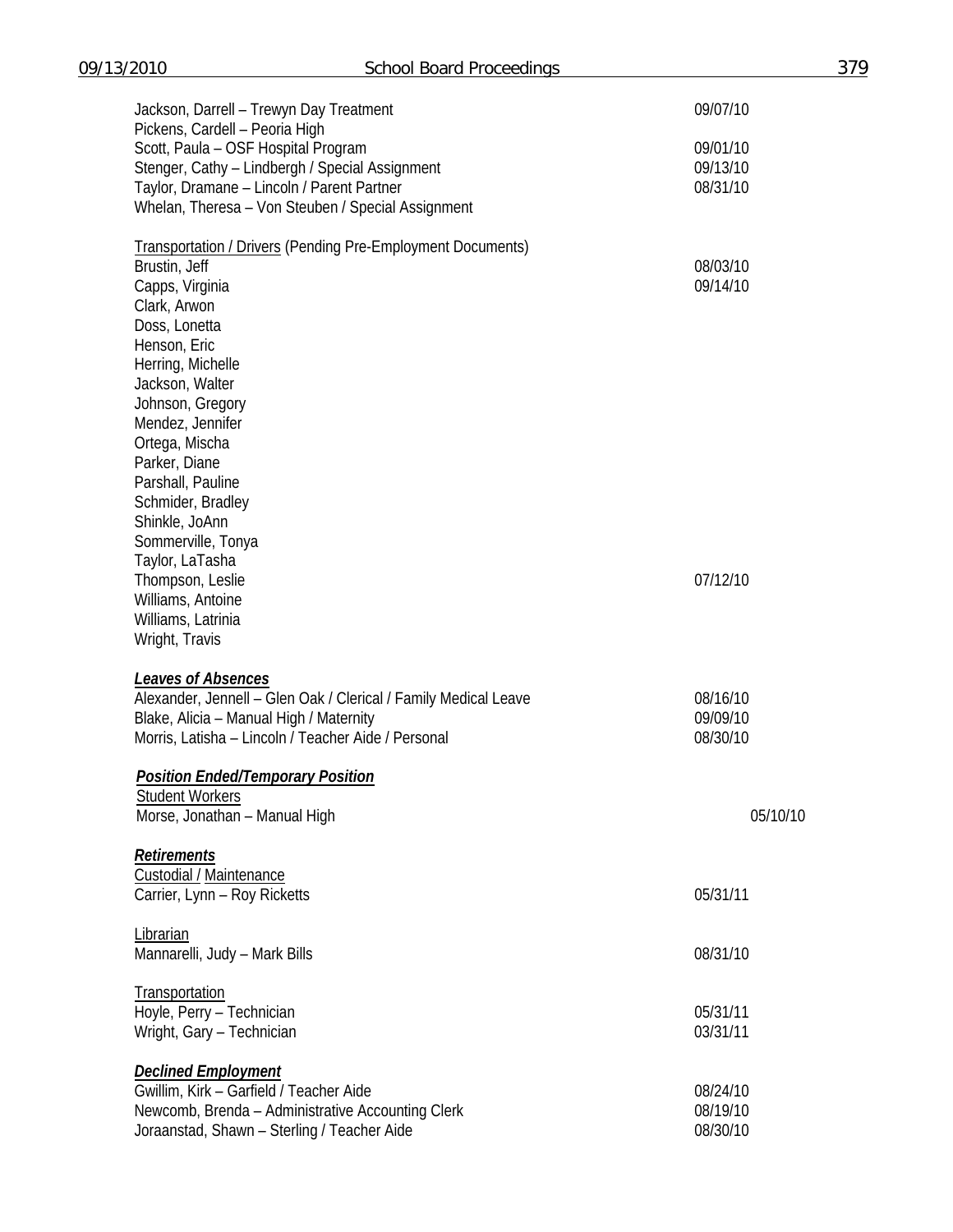Jackson, Darrell – Trewyn Day Treatment 09/07/10
Pickens, Cardell – Peoria High
Scott, Paula – OSF Hospital Program 09/01/10
Stenger, Cathy – Lindbergh / Special Assignment 09/13/10
Taylor, Dramane – Lincoln / Parent Partner 08/31/10
Whelan, Theresa – Von Steuben / Special Assignment

Transportation / Drivers (Pending Pre-Employment Documents)
Brustin, Jeff 08/03/10
Capps, Virginia 09/14/10
Clark, Arwon
Doss, Lonetta
Henson, Eric
Herring, Michelle
Jackson, Walter
Johnson, Gregory
Mendez, Jennifer
Ortega, Mischa
Parker, Diane
Parshall, Pauline
Schmider, Bradley
Shinkle, JoAnn
Sommerville, Tonya
Taylor, LaTasha
Thompson, Leslie 07/12/10
Williams, Antoine
Williams, Latrinia
Wright, Travis

***Leaves of Absences***
Alexander, Jennell – Glen Oak / Clerical / Family Medical Leave 08/16/10
Blake, Alicia – Manual High / Maternity 09/09/10
Morris, Latisha – Lincoln / Teacher Aide / Personal 08/30/10

***Position Ended/Temporary Position***
Student Workers
Morse, Jonathan – Manual High 05/10/10

***Retirements***
Custodial / Maintenance
Carrier, Lynn – Roy Ricketts 05/31/11

Librarian
Mannarelli, Judy – Mark Bills 08/31/10

Transportation
Hoyle, Perry – Technician 05/31/11
Wright, Gary – Technician 03/31/11

***Declined Employment***
Gwillim, Kirk – Garfield / Teacher Aide 08/24/10
Newcomb, Brenda – Administrative Accounting Clerk 08/19/10
Joraanstad, Shawn – Sterling / Teacher Aide 08/30/10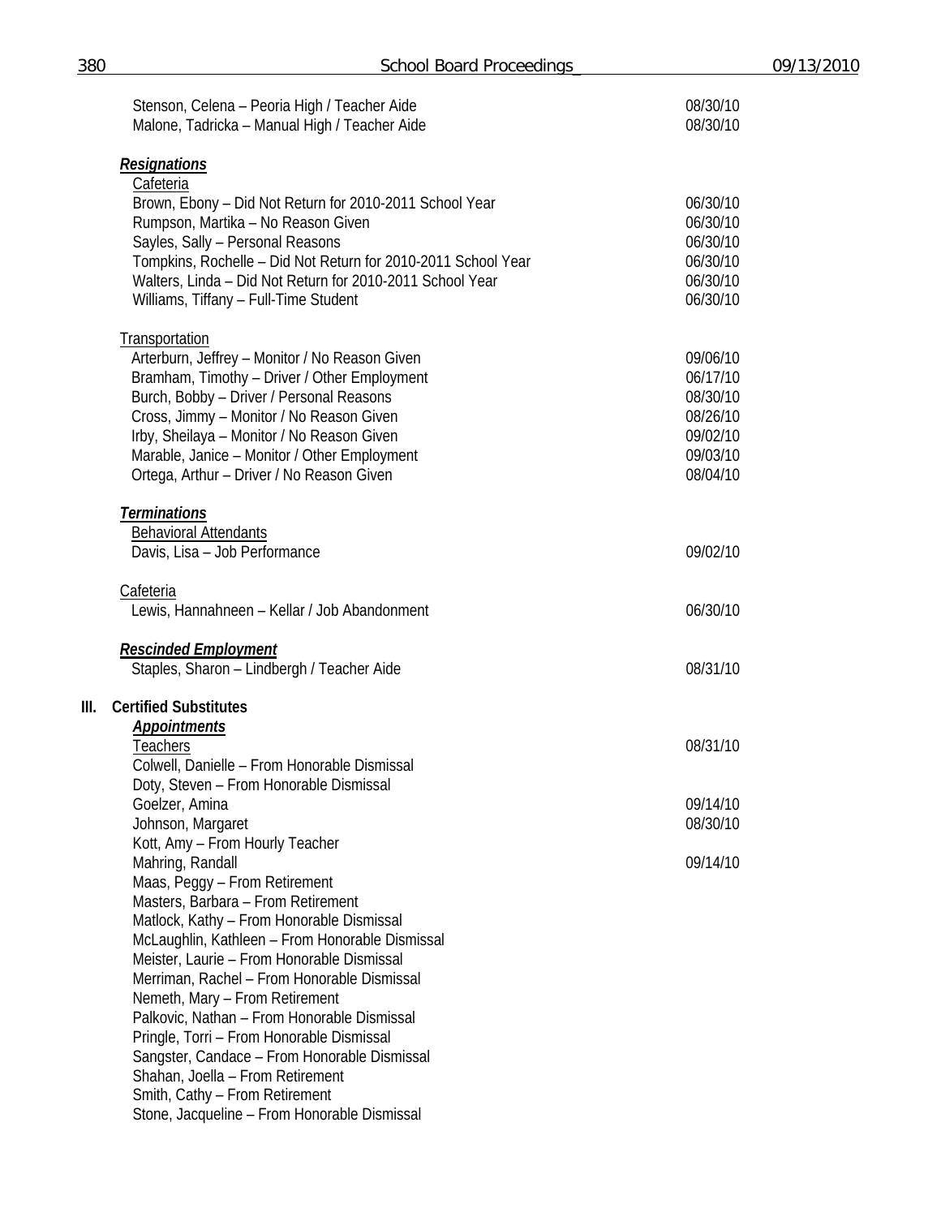Stenson, Celena – Peoria High / Teacher Aide 08/30/10
Malone, Tadricka – Manual High / Teacher Aide 08/30/10

***Resignations***

Cafeteria

| | |
|---|---|
| Brown, Ebony – Did Not Return for 2010-2011 School Year | 06/30/10 |
| Rumpson, Martika – No Reason Given | 06/30/10 |
| Sayles, Sally – Personal Reasons | 06/30/10 |
| Tompkins, Rochelle – Did Not Return for 2010-2011 School Year | 06/30/10 |
| Walters, Linda – Did Not Return for 2010-2011 School Year | 06/30/10 |
| Williams, Tiffany – Full-Time Student | 06/30/10 |

Transportation

| | |
|---|---|
| Arterburn, Jeffrey – Monitor / No Reason Given | 09/06/10 |
| Bramham, Timothy – Driver / Other Employment | 06/17/10 |
| Burch, Bobby – Driver / Personal Reasons | 08/30/10 |
| Cross, Jimmy – Monitor / No Reason Given | 08/26/10 |
| Irby, Sheilaya – Monitor / No Reason Given | 09/02/10 |
| Marable, Janice – Monitor / Other Employment | 09/03/10 |
| Ortega, Arthur – Driver / No Reason Given | 08/04/10 |

***Terminations***

Behavioral Attendants

Davis, Lisa – Job Performance 09/02/10

Cafeteria

Lewis, Hannahneen – Kellar / Job Abandonment 06/30/10

***Rescinded Employment***

Staples, Sharon – Lindbergh / Teacher Aide 08/31/10

## III. Certified Substitutes

***Appointments***

Teachers 08/31/10

Colwell, Danielle – From Honorable Dismissal
Doty, Steven – From Honorable Dismissal
Goelzer, Amina 09/14/10
Johnson, Margaret 08/30/10
Kott, Amy – From Hourly Teacher
Mahring, Randall 09/14/10
Maas, Peggy – From Retirement
Masters, Barbara – From Retirement
Matlock, Kathy – From Honorable Dismissal
McLaughlin, Kathleen – From Honorable Dismissal
Meister, Laurie – From Honorable Dismissal
Merriman, Rachel – From Honorable Dismissal
Nemeth, Mary – From Retirement
Palkovic, Nathan – From Honorable Dismissal
Pringle, Torri – From Honorable Dismissal
Sangster, Candace – From Honorable Dismissal
Shahan, Joella – From Retirement
Smith, Cathy – From Retirement
Stone, Jacqueline – From Honorable Dismissal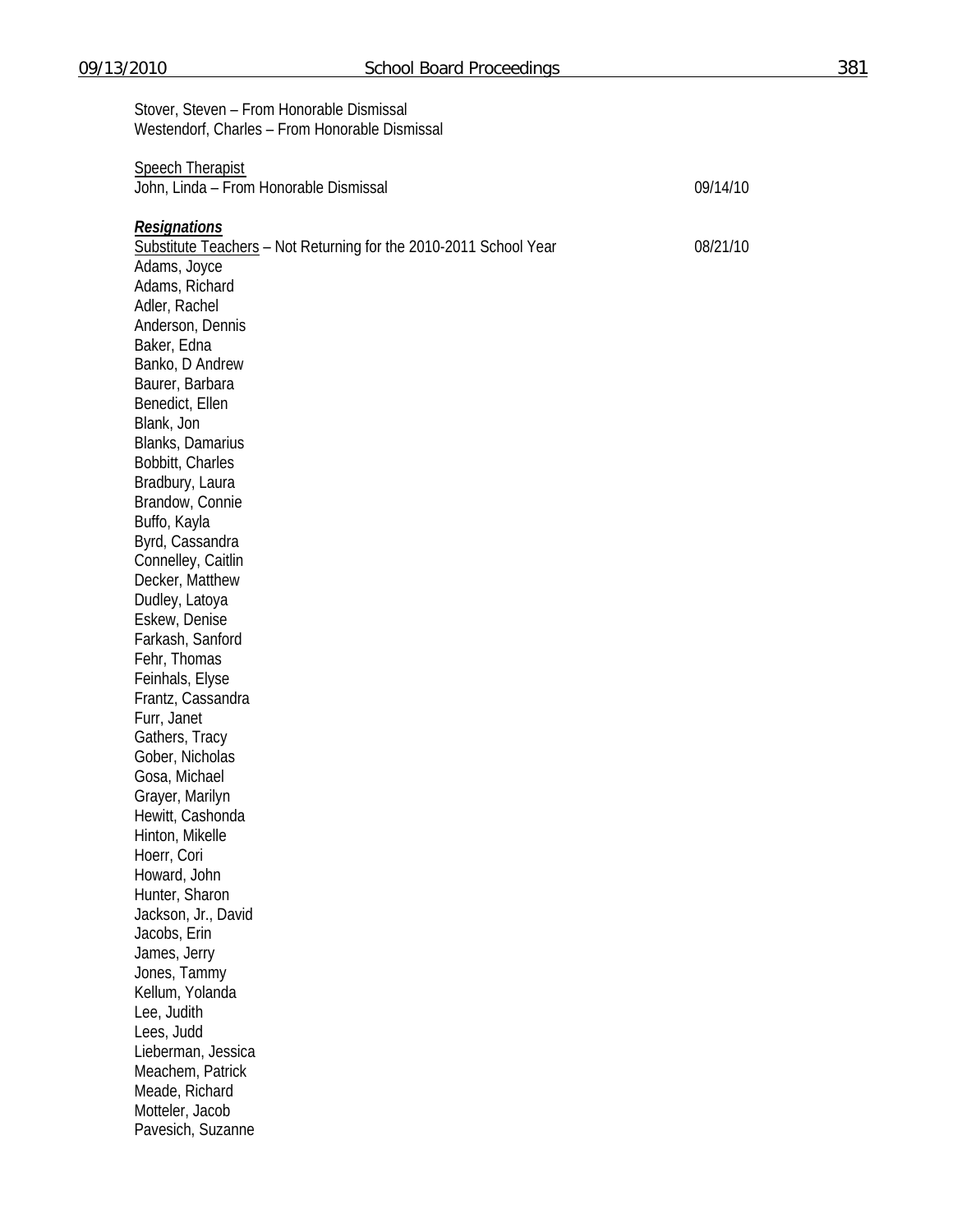Stover, Steven – From Honorable Dismissal
Westendorf, Charles – From Honorable Dismissal

<u>Speech Therapist</u>
John, Linda – From Honorable Dismissal 09/14/10

***<u>Resignations</u>***

<u>Substitute Teachers</u> – Not Returning for the 2010-2011 School Year 08/21/10

Adams, Joyce
Adams, Richard
Adler, Rachel
Anderson, Dennis
Baker, Edna
Banko, D Andrew
Baurer, Barbara
Benedict, Ellen
Blank, Jon
Blanks, Damarius
Bobbitt, Charles
Bradbury, Laura
Brandow, Connie
Buffo, Kayla
Byrd, Cassandra
Connelley, Caitlin
Decker, Matthew
Dudley, Latoya
Eskew, Denise
Farkash, Sanford
Fehr, Thomas
Feinhals, Elyse
Frantz, Cassandra
Furr, Janet
Gathers, Tracy
Gober, Nicholas
Gosa, Michael
Grayer, Marilyn
Hewitt, Cashonda
Hinton, Mikelle
Hoerr, Cori
Howard, John
Hunter, Sharon
Jackson, Jr., David
Jacobs, Erin
James, Jerry
Jones, Tammy
Kellum, Yolanda
Lee, Judith
Lees, Judd
Lieberman, Jessica
Meachem, Patrick
Meade, Richard
Motteler, Jacob
Pavesich, Suzanne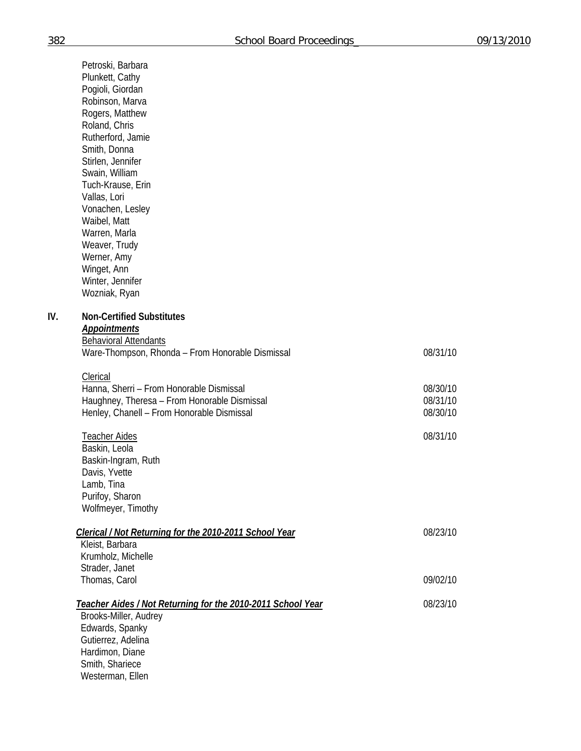Petroski, Barbara
Plunkett, Cathy
Pogioli, Giordan
Robinson, Marva
Rogers, Matthew
Roland, Chris
Rutherford, Jamie
Smith, Donna
Stirlen, Jennifer
Swain, William
Tuch-Krause, Erin
Vallas, Lori
Vonachen, Lesley
Waibel, Matt
Warren, Marla
Weaver, Trudy
Werner, Amy
Winget, Ann
Winter, Jennifer
Wozniak, Ryan

## IV. Non-Certified Substitutes

***Appointments***

<u>Behavioral Attendants</u>

| | |
|---|---|
| Ware-Thompson, Rhonda – From Honorable Dismissal | 08/31/10 |

<u>Clerical</u>

| | |
|---|---|
| Hanna, Sherri – From Honorable Dismissal | 08/30/10 |
| Haughney, Theresa – From Honorable Dismissal | 08/31/10 |
| Henley, Chanell – From Honorable Dismissal | 08/30/10 |

<u>Teacher Aides</u> 08/31/10

Baskin, Leola
Baskin-Ingram, Ruth
Davis, Yvette
Lamb, Tina
Purifoy, Sharon
Wolfmeyer, Timothy

***<u>Clerical / Not Returning for the 2010-2011 School Year</u>*** 08/23/10

Kleist, Barbara
Krumholz, Michelle
Strader, Janet
Thomas, Carol 09/02/10

***<u>Teacher Aides / Not Returning for the 2010-2011 School Year</u>*** 08/23/10

Brooks-Miller, Audrey
Edwards, Spanky
Gutierrez, Adelina
Hardimon, Diane
Smith, Shariece
Westerman, Ellen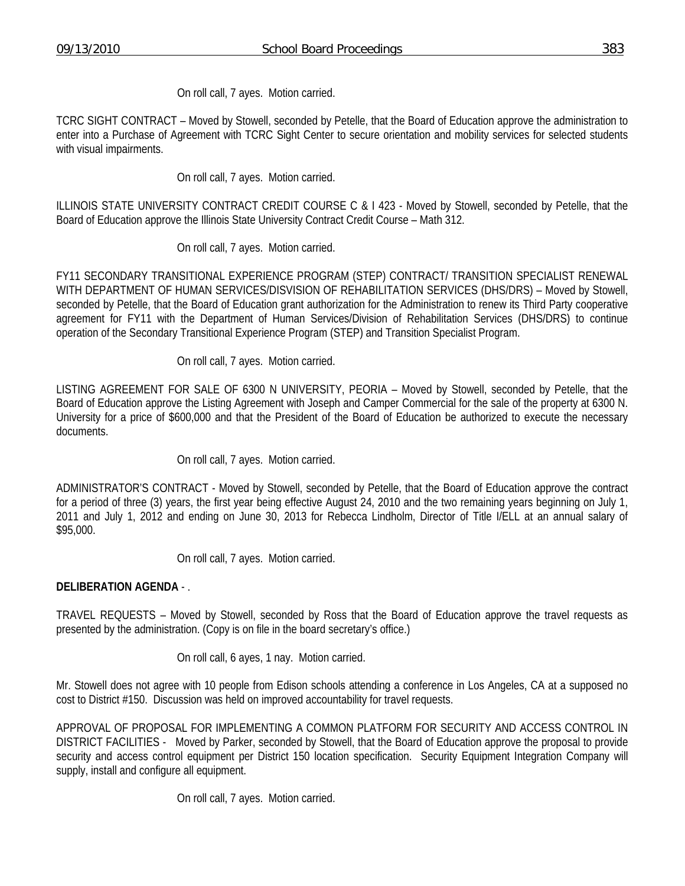On roll call, 7 ayes. Motion carried.

TCRC SIGHT CONTRACT – Moved by Stowell, seconded by Petelle, that the Board of Education approve the administration to enter into a Purchase of Agreement with TCRC Sight Center to secure orientation and mobility services for selected students with visual impairments.

On roll call, 7 ayes. Motion carried.

ILLINOIS STATE UNIVERSITY CONTRACT CREDIT COURSE C & I 423 - Moved by Stowell, seconded by Petelle, that the Board of Education approve the Illinois State University Contract Credit Course – Math 312.

On roll call, 7 ayes. Motion carried.

FY11 SECONDARY TRANSITIONAL EXPERIENCE PROGRAM (STEP) CONTRACT/ TRANSITION SPECIALIST RENEWAL WITH DEPARTMENT OF HUMAN SERVICES/DISVISION OF REHABILITATION SERVICES (DHS/DRS) – Moved by Stowell, seconded by Petelle, that the Board of Education grant authorization for the Administration to renew its Third Party cooperative agreement for FY11 with the Department of Human Services/Division of Rehabilitation Services (DHS/DRS) to continue operation of the Secondary Transitional Experience Program (STEP) and Transition Specialist Program.

On roll call, 7 ayes. Motion carried.

LISTING AGREEMENT FOR SALE OF 6300 N UNIVERSITY, PEORIA – Moved by Stowell, seconded by Petelle, that the Board of Education approve the Listing Agreement with Joseph and Camper Commercial for the sale of the property at 6300 N. University for a price of $600,000 and that the President of the Board of Education be authorized to execute the necessary documents.

On roll call, 7 ayes. Motion carried.

ADMINISTRATOR'S CONTRACT - Moved by Stowell, seconded by Petelle, that the Board of Education approve the contract for a period of three (3) years, the first year being effective August 24, 2010 and the two remaining years beginning on July 1, 2011 and July 1, 2012 and ending on June 30, 2013 for Rebecca Lindholm, Director of Title I/ELL at an annual salary of $95,000.

On roll call, 7 ayes. Motion carried.

**DELIBERATION AGENDA** - .

TRAVEL REQUESTS – Moved by Stowell, seconded by Ross that the Board of Education approve the travel requests as presented by the administration. (Copy is on file in the board secretary's office.)

On roll call, 6 ayes, 1 nay. Motion carried.

Mr. Stowell does not agree with 10 people from Edison schools attending a conference in Los Angeles, CA at a supposed no cost to District #150. Discussion was held on improved accountability for travel requests.

APPROVAL OF PROPOSAL FOR IMPLEMENTING A COMMON PLATFORM FOR SECURITY AND ACCESS CONTROL IN DISTRICT FACILITIES - Moved by Parker, seconded by Stowell, that the Board of Education approve the proposal to provide security and access control equipment per District 150 location specification. Security Equipment Integration Company will supply, install and configure all equipment.

On roll call, 7 ayes. Motion carried.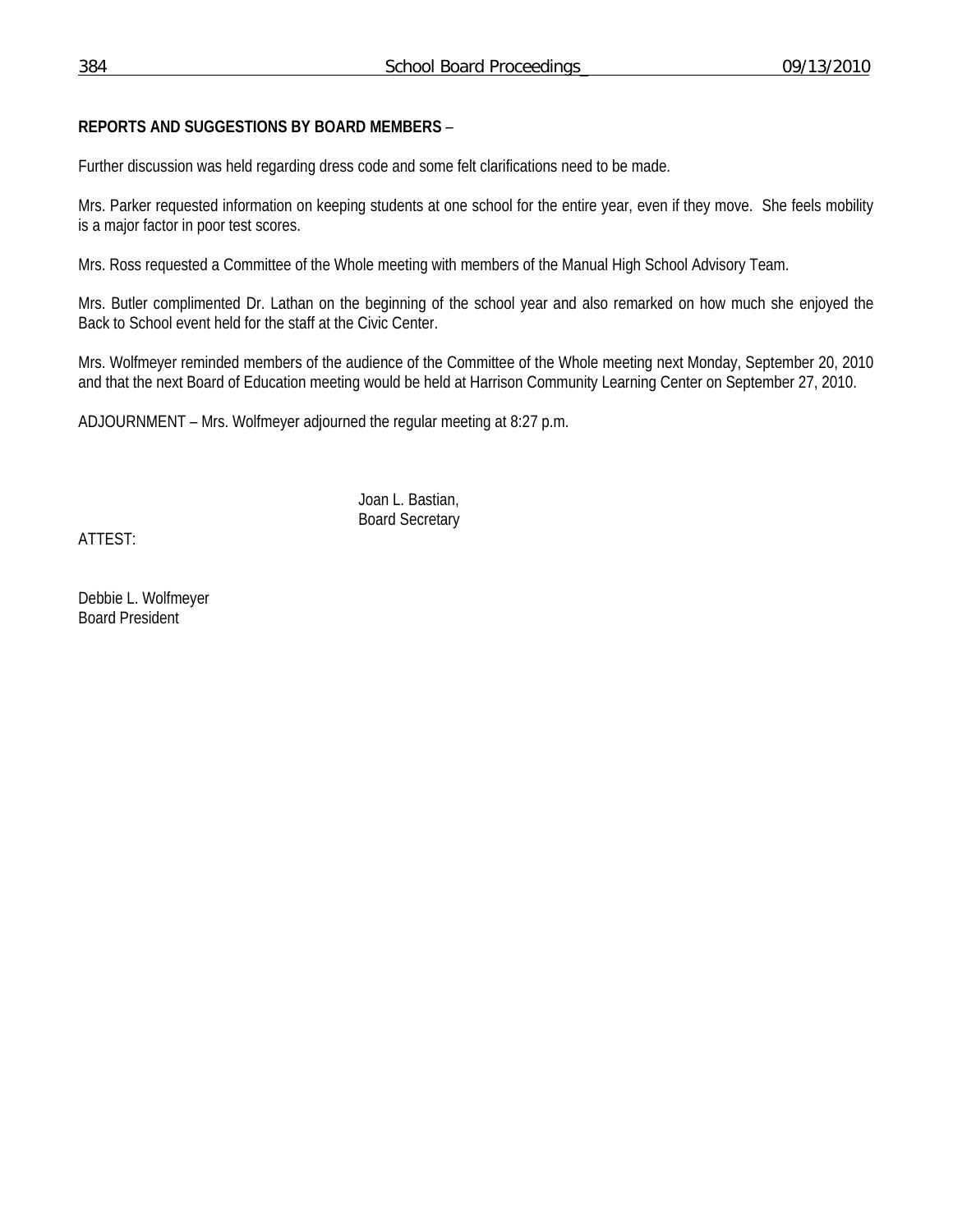**REPORTS AND SUGGESTIONS BY BOARD MEMBERS** –

Further discussion was held regarding dress code and some felt clarifications need to be made.

Mrs. Parker requested information on keeping students at one school for the entire year, even if they move. She feels mobility is a major factor in poor test scores.

Mrs. Ross requested a Committee of the Whole meeting with members of the Manual High School Advisory Team.

Mrs. Butler complimented Dr. Lathan on the beginning of the school year and also remarked on how much she enjoyed the Back to School event held for the staff at the Civic Center.

Mrs. Wolfmeyer reminded members of the audience of the Committee of the Whole meeting next Monday, September 20, 2010 and that the next Board of Education meeting would be held at Harrison Community Learning Center on September 27, 2010.

ADJOURNMENT – Mrs. Wolfmeyer adjourned the regular meeting at 8:27 p.m.

Joan L. Bastian,
Board Secretary

ATTEST:

Debbie L. Wolfmeyer
Board President